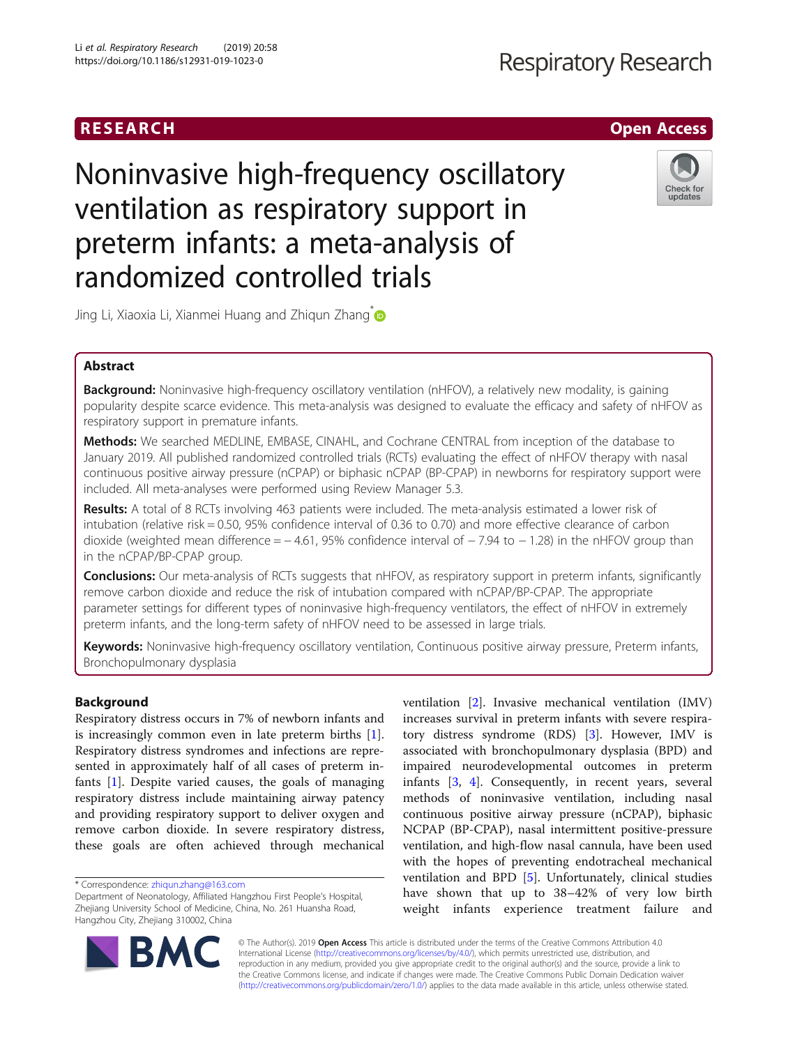RESEARCH | Open Access

# Noninvasive high-frequency oscillatory ventilation as respiratory support in preterm infants: a meta-analysis of randomized controlled trials

Jing Li, Xiaoxia Li, Xianmei Huang and Zhiqun Zhang*

## Abstract

**Background:** Noninvasive high-frequency oscillatory ventilation (nHFOV), a relatively new modality, is gaining popularity despite scarce evidence. This meta-analysis was designed to evaluate the efficacy and safety of nHFOV as respiratory support in premature infants.

**Methods:** We searched MEDLINE, EMBASE, CINAHL, and Cochrane CENTRAL from inception of the database to January 2019. All published randomized controlled trials (RCTs) evaluating the effect of nHFOV therapy with nasal continuous positive airway pressure (nCPAP) or biphasic nCPAP (BP-CPAP) in newborns for respiratory support were included. All meta-analyses were performed using Review Manager 5.3.

**Results:** A total of 8 RCTs involving 463 patients were included. The meta-analysis estimated a lower risk of intubation (relative risk = 0.50, 95% confidence interval of 0.36 to 0.70) and more effective clearance of carbon dioxide (weighted mean difference = − 4.61, 95% confidence interval of − 7.94 to − 1.28) in the nHFOV group than in the nCPAP/BP-CPAP group.

**Conclusions:** Our meta-analysis of RCTs suggests that nHFOV, as respiratory support in preterm infants, significantly remove carbon dioxide and reduce the risk of intubation compared with nCPAP/BP-CPAP. The appropriate parameter settings for different types of noninvasive high-frequency ventilators, the effect of nHFOV in extremely preterm infants, and the long-term safety of nHFOV need to be assessed in large trials.

**Keywords:** Noninvasive high-frequency oscillatory ventilation, Continuous positive airway pressure, Preterm infants, Bronchopulmonary dysplasia

## Background

Respiratory distress occurs in 7% of newborn infants and is increasingly common even in late preterm births [1]. Respiratory distress syndromes and infections are represented in approximately half of all cases of preterm infants [1]. Despite varied causes, the goals of managing respiratory distress include maintaining airway patency and providing respiratory support to deliver oxygen and remove carbon dioxide. In severe respiratory distress, these goals are often achieved through mechanical ventilation [2]. Invasive mechanical ventilation (IMV) increases survival in preterm infants with severe respiratory distress syndrome (RDS) [3]. However, IMV is associated with bronchopulmonary dysplasia (BPD) and impaired neurodevelopmental outcomes in preterm infants [3, 4]. Consequently, in recent years, several methods of noninvasive ventilation, including nasal continuous positive airway pressure (nCPAP), biphasic NCPAP (BP-CPAP), nasal intermittent positive-pressure ventilation, and high-flow nasal cannula, have been used with the hopes of preventing endotracheal mechanical ventilation and BPD [5]. Unfortunately, clinical studies have shown that up to 38–42% of very low birth weight infants experience treatment failure and

* Correspondence: zhiqun.zhang@163.com
Department of Neonatology, Affiliated Hangzhou First People's Hospital, Zhejiang University School of Medicine, China, No. 261 Huansha Road, Hangzhou City, Zhejiang 310002, China

© The Author(s). 2019 **Open Access** This article is distributed under the terms of the Creative Commons Attribution 4.0 International License (http://creativecommons.org/licenses/by/4.0/), which permits unrestricted use, distribution, and reproduction in any medium, provided you give appropriate credit to the original author(s) and the source, provide a link to the Creative Commons license, and indicate if changes were made. The Creative Commons Public Domain Dedication waiver (http://creativecommons.org/publicdomain/zero/1.0/) applies to the data made available in this article, unless otherwise stated.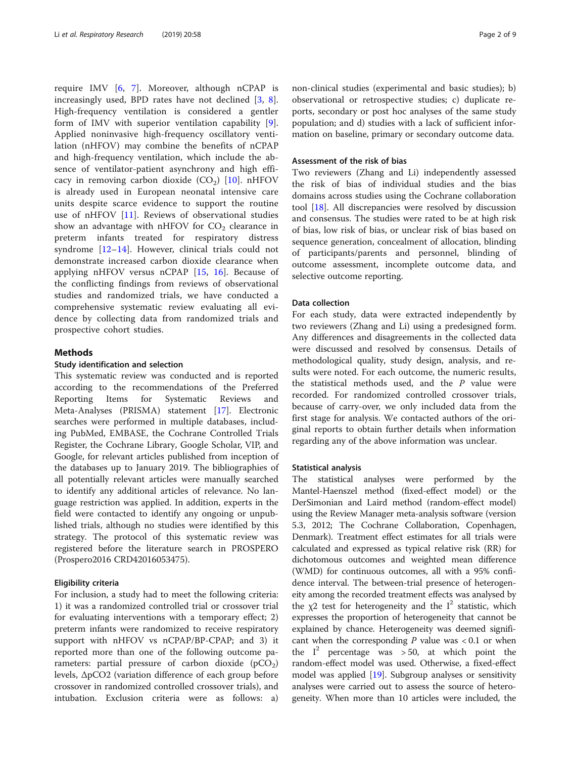require IMV [6, 7]. Moreover, although nCPAP is increasingly used, BPD rates have not declined [3, 8]. High-frequency ventilation is considered a gentler form of IMV with superior ventilation capability [9]. Applied noninvasive high-frequency oscillatory ventilation (nHFOV) may combine the benefits of nCPAP and high-frequency ventilation, which include the absence of ventilator-patient asynchrony and high efficacy in removing carbon dioxide ($CO_2$) [10]. nHFOV is already used in European neonatal intensive care units despite scarce evidence to support the routine use of nHFOV [11]. Reviews of observational studies show an advantage with nHFOV for $CO_2$ clearance in preterm infants treated for respiratory distress syndrome [12–14]. However, clinical trials could not demonstrate increased carbon dioxide clearance when applying nHFOV versus nCPAP [15, 16]. Because of the conflicting findings from reviews of observational studies and randomized trials, we have conducted a comprehensive systematic review evaluating all evidence by collecting data from randomized trials and prospective cohort studies.

## Methods

### Study identification and selection

This systematic review was conducted and is reported according to the recommendations of the Preferred Reporting Items for Systematic Reviews and Meta-Analyses (PRISMA) statement [17]. Electronic searches were performed in multiple databases, including PubMed, EMBASE, the Cochrane Controlled Trials Register, the Cochrane Library, Google Scholar, VIP, and Google, for relevant articles published from inception of the databases up to January 2019. The bibliographies of all potentially relevant articles were manually searched to identify any additional articles of relevance. No language restriction was applied. In addition, experts in the field were contacted to identify any ongoing or unpublished trials, although no studies were identified by this strategy. The protocol of this systematic review was registered before the literature search in PROSPERO (Prospero2016 CRD42016053475).

### Eligibility criteria

For inclusion, a study had to meet the following criteria: 1) it was a randomized controlled trial or crossover trial for evaluating interventions with a temporary effect; 2) preterm infants were randomized to receive respiratory support with nHFOV vs nCPAP/BP-CPAP; and 3) it reported more than one of the following outcome parameters: partial pressure of carbon dioxide ($pCO_2$) levels, $\Delta pCO2$ (variation difference of each group before crossover in randomized controlled crossover trials), and intubation. Exclusion criteria were as follows: a) non-clinical studies (experimental and basic studies); b) observational or retrospective studies; c) duplicate reports, secondary or post hoc analyses of the same study population; and d) studies with a lack of sufficient information on baseline, primary or secondary outcome data.

### Assessment of the risk of bias

Two reviewers (Zhang and Li) independently assessed the risk of bias of individual studies and the bias domains across studies using the Cochrane collaboration tool [18]. All discrepancies were resolved by discussion and consensus. The studies were rated to be at high risk of bias, low risk of bias, or unclear risk of bias based on sequence generation, concealment of allocation, blinding of participants/parents and personnel, blinding of outcome assessment, incomplete outcome data, and selective outcome reporting.

### Data collection

For each study, data were extracted independently by two reviewers (Zhang and Li) using a predesigned form. Any differences and disagreements in the collected data were discussed and resolved by consensus. Details of methodological quality, study design, analysis, and results were noted. For each outcome, the numeric results, the statistical methods used, and the *P* value were recorded. For randomized controlled crossover trials, because of carry-over, we only included data from the first stage for analysis. We contacted authors of the original reports to obtain further details when information regarding any of the above information was unclear.

### Statistical analysis

The statistical analyses were performed by the Mantel-Haenszel method (fixed-effect model) or the DerSimonian and Laird method (random-effect model) using the Review Manager meta-analysis software (version 5.3, 2012; The Cochrane Collaboration, Copenhagen, Denmark). Treatment effect estimates for all trials were calculated and expressed as typical relative risk (RR) for dichotomous outcomes and weighted mean difference (WMD) for continuous outcomes, all with a 95% confidence interval. The between-trial presence of heterogeneity among the recorded treatment effects was analysed by the $\chi 2$ test for heterogeneity and the $I^2$ statistic, which expresses the proportion of heterogeneity that cannot be explained by chance. Heterogeneity was deemed significant when the corresponding *P* value was < 0.1 or when the $I^2$ percentage was > 50, at which point the random-effect model was used. Otherwise, a fixed-effect model was applied [19]. Subgroup analyses or sensitivity analyses were carried out to assess the source of heterogeneity. When more than 10 articles were included, the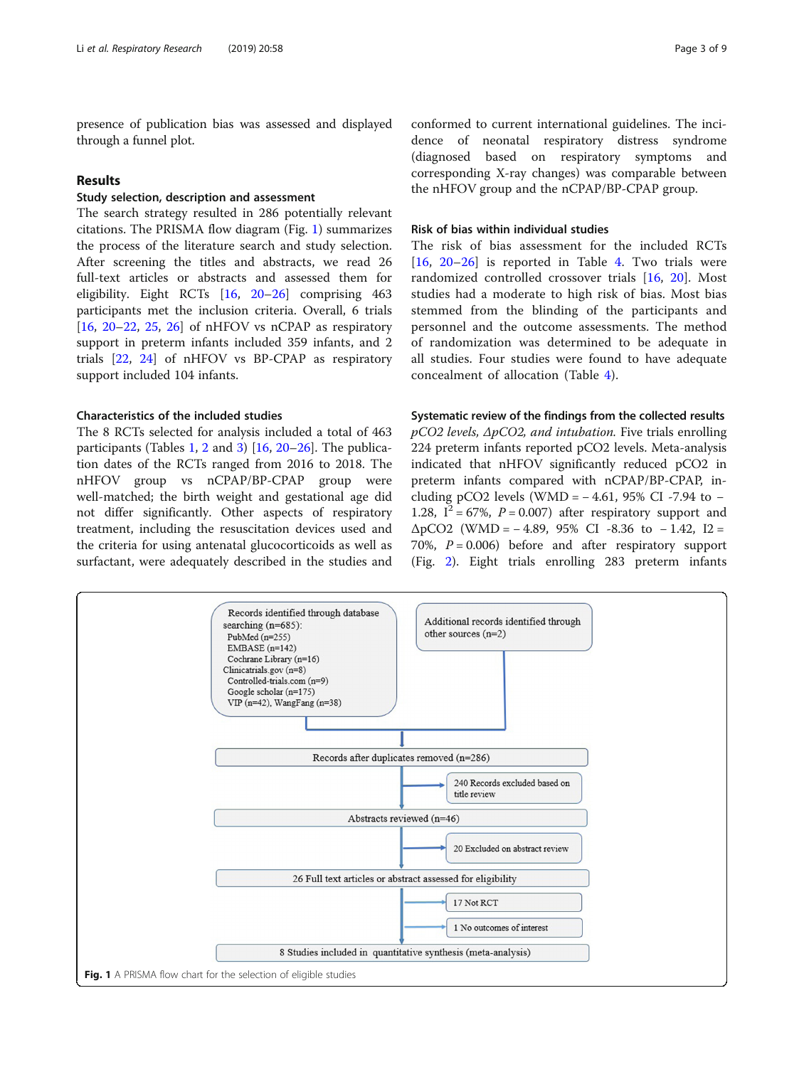presence of publication bias was assessed and displayed through a funnel plot.

## Results

### Study selection, description and assessment

The search strategy resulted in 286 potentially relevant citations. The PRISMA flow diagram (Fig. 1) summarizes the process of the literature search and study selection. After screening the titles and abstracts, we read 26 full-text articles or abstracts and assessed them for eligibility. Eight RCTs [16, 20–26] comprising 463 participants met the inclusion criteria. Overall, 6 trials [16, 20–22, 25, 26] of nHFOV vs nCPAP as respiratory support in preterm infants included 359 infants, and 2 trials [22, 24] of nHFOV vs BP-CPAP as respiratory support included 104 infants.

### Characteristics of the included studies

The 8 RCTs selected for analysis included a total of 463 participants (Tables 1, 2 and 3) [16, 20–26]. The publication dates of the RCTs ranged from 2016 to 2018. The nHFOV group vs nCPAP/BP-CPAP group were well-matched; the birth weight and gestational age did not differ significantly. Other aspects of respiratory treatment, including the resuscitation devices used and the criteria for using antenatal glucocorticoids as well as surfactant, were adequately described in the studies and conformed to current international guidelines. The incidence of neonatal respiratory distress syndrome (diagnosed based on respiratory symptoms and corresponding X-ray changes) was comparable between the nHFOV group and the nCPAP/BP-CPAP group.

### Risk of bias within individual studies

The risk of bias assessment for the included RCTs [16, 20–26] is reported in Table 4. Two trials were randomized controlled crossover trials [16, 20]. Most studies had a moderate to high risk of bias. Most bias stemmed from the blinding of the participants and personnel and the outcome assessments. The method of randomization was determined to be adequate in all studies. Four studies were found to have adequate concealment of allocation (Table 4).

### Systematic review of the findings from the collected results

*pCO2 levels, ΔpCO2, and intubation.* Five trials enrolling 224 preterm infants reported pCO2 levels. Meta-analysis indicated that nHFOV significantly reduced pCO2 in preterm infants compared with nCPAP/BP-CPAP, including pCO2 levels (WMD = – 4.61, 95% CI -7.94 to – 1.28, $I^2 = 67\%$, $P = 0.007$) after respiratory support and ΔpCO2 (WMD = – 4.89, 95% CI -8.36 to – 1.42, I2 = 70%, $P = 0.006$) before and after respiratory support (Fig. 2). Eight trials enrolling 283 preterm infants

Records identified through database searching (n=685):
PubMed (n=255)
EMBASE (n=142)
Cochrane Library (n=16)
Clinicatrials.gov (n=8)
Controlled-trials.com (n=9)
Google scholar (n=175)
VIP (n=42), WangFang (n=38)

Additional records identified through other sources (n=2)

Records after duplicates removed (n=286)

240 Records excluded based on title review

Abstracts reviewed (n=46)

20 Excluded on abstract review

26 Full text articles or abstract assessed for eligibility

17 Not RCT

1 No outcomes of interest

8 Studies included in quantitative synthesis (meta-analysis)

**Fig. 1** A PRISMA flow chart for the selection of eligible studies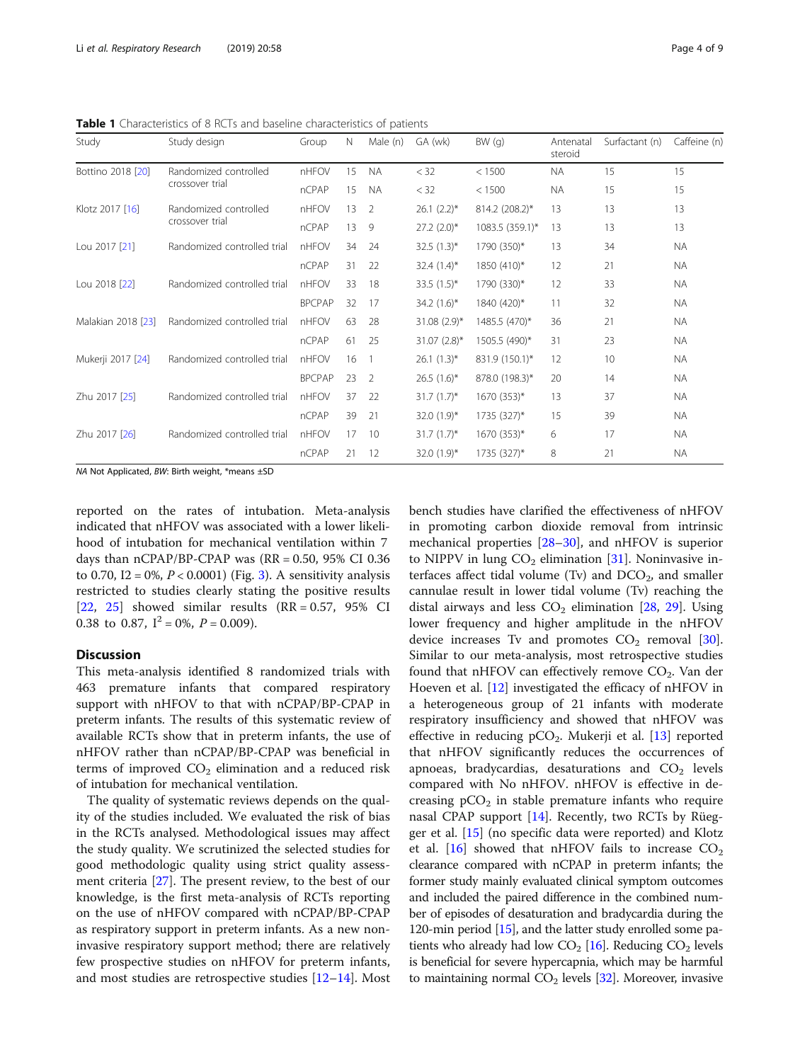**Table 1** Characteristics of 8 RCTs and baseline characteristics of patients

| Study | Study design | Group | N | Male (n) | GA (wk) | BW (g) | Antenatal steroid | Surfactant (n) | Caffeine (n) |
|---|---|---|---|---|---|---|---|---|---|
| Bottino 2018 [20] | Randomized controlled crossover trial | nHFOV | 15 | NA | < 32 | < 1500 | NA | 15 | 15 |
| | | nCPAP | 15 | NA | < 32 | < 1500 | NA | 15 | 15 |
| Klotz 2017 [16] | Randomized controlled crossover trial | nHFOV | 13 | 2 | 26.1 (2.2)* | 814.2 (208.2)* | 13 | 13 | 13 |
| | | nCPAP | 13 | 9 | 27.2 (2.0)* | 1083.5 (359.1)* | 13 | 13 | 13 |
| Lou 2017 [21] | Randomized controlled trial | nHFOV | 34 | 24 | 32.5 (1.3)* | 1790 (350)* | 13 | 34 | NA |
| | | nCPAP | 31 | 22 | 32.4 (1.4)* | 1850 (410)* | 12 | 21 | NA |
| Lou 2018 [22] | Randomized controlled trial | nHFOV | 33 | 18 | 33.5 (1.5)* | 1790 (330)* | 12 | 33 | NA |
| | | BPCPAP | 32 | 17 | 34.2 (1.6)* | 1840 (420)* | 11 | 32 | NA |
| Malakian 2018 [23] | Randomized controlled trial | nHFOV | 63 | 28 | 31.08 (2.9)* | 1485.5 (470)* | 36 | 21 | NA |
| | | nCPAP | 61 | 25 | 31.07 (2.8)* | 1505.5 (490)* | 31 | 23 | NA |
| Mukerji 2017 [24] | Randomized controlled trial | nHFOV | 16 | 1 | 26.1 (1.3)* | 831.9 (150.1)* | 12 | 10 | NA |
| | | BPCPAP | 23 | 2 | 26.5 (1.6)* | 878.0 (198.3)* | 20 | 14 | NA |
| Zhu 2017 [25] | Randomized controlled trial | nHFOV | 37 | 22 | 31.7 (1.7)* | 1670 (353)* | 13 | 37 | NA |
| | | nCPAP | 39 | 21 | 32.0 (1.9)* | 1735 (327)* | 15 | 39 | NA |
| Zhu 2017 [26] | Randomized controlled trial | nHFOV | 17 | 10 | 31.7 (1.7)* | 1670 (353)* | 6 | 17 | NA |
| | | nCPAP | 21 | 12 | 32.0 (1.9)* | 1735 (327)* | 8 | 21 | NA |

*NA* Not Applicated, *BW*: Birth weight, *means ±SD

reported on the rates of intubation. Meta-analysis indicated that nHFOV was associated with a lower likelihood of intubation for mechanical ventilation within 7 days than nCPAP/BP-CPAP was (RR = 0.50, 95% CI 0.36 to 0.70, I2 = 0%, $P < 0.0001$) (Fig. 3). A sensitivity analysis restricted to studies clearly stating the positive results [22, 25] showed similar results (RR = 0.57, 95% CI 0.38 to 0.87, $I^2 = 0\%$, $P = 0.009$).

## Discussion

This meta-analysis identified 8 randomized trials with 463 premature infants that compared respiratory support with nHFOV to that with nCPAP/BP-CPAP in preterm infants. The results of this systematic review of available RCTs show that in preterm infants, the use of nHFOV rather than nCPAP/BP-CPAP was beneficial in terms of improved $CO_2$ elimination and a reduced risk of intubation for mechanical ventilation.

The quality of systematic reviews depends on the quality of the studies included. We evaluated the risk of bias in the RCTs analysed. Methodological issues may affect the study quality. We scrutinized the selected studies for good methodologic quality using strict quality assessment criteria [27]. The present review, to the best of our knowledge, is the first meta-analysis of RCTs reporting on the use of nHFOV compared with nCPAP/BP-CPAP as respiratory support in preterm infants. As a new noninvasive respiratory support method; there are relatively few prospective studies on nHFOV for preterm infants, and most studies are retrospective studies [12–14]. Most bench studies have clarified the effectiveness of nHFOV in promoting carbon dioxide removal from intrinsic mechanical properties [28–30], and nHFOV is superior to NIPPV in lung $CO_2$ elimination [31]. Noninvasive interfaces affect tidal volume (Tv) and $DCO_2$, and smaller cannulae result in lower tidal volume (Tv) reaching the distal airways and less $CO_2$ elimination [28, 29]. Using lower frequency and higher amplitude in the nHFOV device increases Tv and promotes $CO_2$ removal [30]. Similar to our meta-analysis, most retrospective studies found that nHFOV can effectively remove $CO_2$. Van der Hoeven et al. [12] investigated the efficacy of nHFOV in a heterogeneous group of 21 infants with moderate respiratory insufficiency and showed that nHFOV was effective in reducing $pCO_2$. Mukerji et al. [13] reported that nHFOV significantly reduces the occurrences of apnoeas, bradycardias, desaturations and $CO_2$ levels compared with No nHFOV. nHFOV is effective in decreasing $pCO_2$ in stable premature infants who require nasal CPAP support [14]. Recently, two RCTs by Rüegger et al. [15] (no specific data were reported) and Klotz et al. [16] showed that nHFOV fails to increase $CO_2$ clearance compared with nCPAP in preterm infants; the former study mainly evaluated clinical symptom outcomes and included the paired difference in the combined number of episodes of desaturation and bradycardia during the 120-min period [15], and the latter study enrolled some patients who already had low $CO_2$ [16]. Reducing $CO_2$ levels is beneficial for severe hypercapnia, which may be harmful to maintaining normal $CO_2$ levels [32]. Moreover, invasive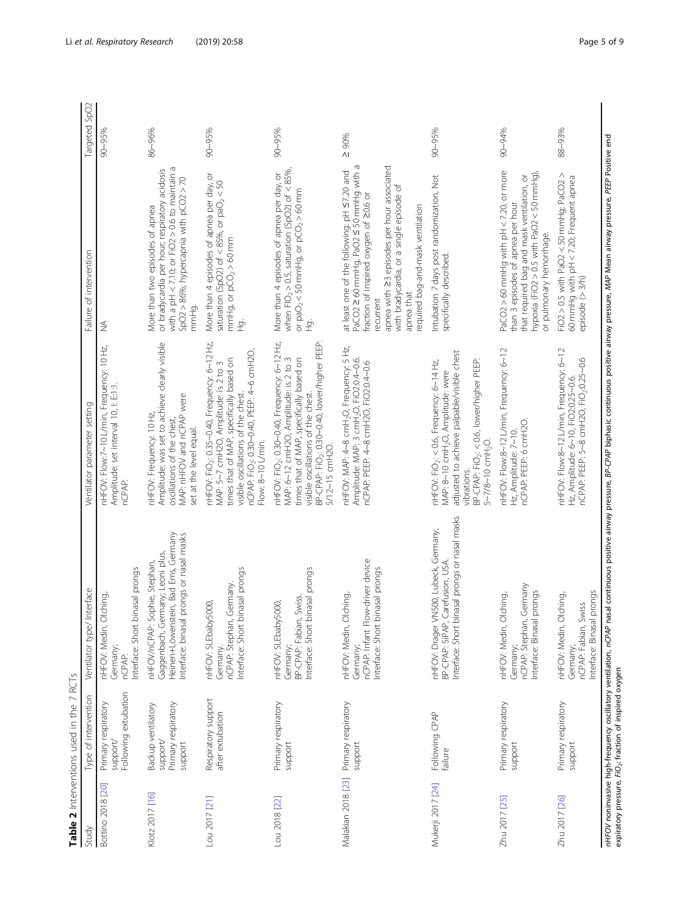**Table 2** Interventions used in the 7 RCTs

| Study | Type of intervention | Ventilator type/ Interface | Ventilator parameter setting | Failure of intervention | Targeted SpO2 |
|---|---|---|---|---|---|
| Bottino 2018 [20] | Primary respiratory support/ Following extubation | nHFOV: Medin, Olching, Germany; nCPAP: Interface: Short binasal prongs | nHFOV: Flow:7~10 L/min, Frequency: 10 Hz, Amplitude: set interval 10, I: E1:1. nCPAP: | NA | 90~95% |
| Klotz 2017 [16] | Backup ventilatory support/ Primary respiratory support | nHFOV/nCPAP: Sophie, Stephan, Gaggenbach, Germany; Leoni plus, Heinen+Löwenstein, Bad Ems, Germany Interface: binasal prongs or nasal masks | nHFOV: Frequency: 10 Hz, Amplitude: was set to achieve clearly visible oscillations of the chest, MAP: nHFOV and nCPAP were set at the level equal. | More than two episodes of apnea or bradycardia per hour; respiratory acidosis with a pH < 7.10; or FiO2 > 0.6 to maintain a SpO2 > 86%; hypercapnia with pCO2 > 70 mmHg. | 86~96% |
| Lou 2017 [21] | Respiratory support after extubation | nHFOV: SLEbaby5000, Germany. nCPAP: Stephan, Germany. Interface: Short binasal prongs | nHFOV: $FiO_2$: 0.35~0.40, Frequency: 6~12 Hz, MAP: 5~7 cmH2O, Amplitude: is 2 to 3 times that of MAP, specifically based on visible oscillations of the chest. nCPAP: $FiO_2$: 0.30~0.40, PEEP: 4~6 cmH2O, Flow: 8~10 L/min. | More than 4 episodes of apnea per day, or saturation (SpO2) of < 85%, or $paO_2$ < 50 mmHg, or $pCO_2$ > 60 mm Hg. | 90~95% |
| Lou 2018 [22] | Primary respiratory support | nHFOV: SLEbaby5000, Germany; BP-CPAP: Fabian, Swiss. Interface: Short binasal prongs | nHFOV: $FiO_2$: 0.30~0.40, Frequency: 6~12 Hz, MAP: 6~12 cmH2O, Amplitude: is 2 to 3 times that of MAP, specifically based on visible oscillations of the chest. BP-CPAP: $FiO_2$: 0.30~0.40, lower/higher PEEP: 5/12~15 cmH2O. | More than 4 episodes of apnea per day, or when $FIO_2$ > 0.5, saturation (SpO2) of < 85%, or $paO_2$ < 50 mmHg, or $pCO_2$ > 60 mm Hg. | 90~95% |
| Malakian 2018 [23] | Primary respiratory support | nHFOV: Medin, Olching, Germany; nCPAP: Infant Flow-driver device Interface: Short binasal prongs | nHFOV: MAP: 4~8 $cmH_2O$, Frequency: 5 Hz, Amplitude: MAP: 3 $cmH_2O$, FiO2:0.4~0.6. nCPAP: PEEP: 4~8 cmH2O, FiO2:0.4~0.6 | at least one of the following: pH ≤7.20 and PaCO2 ≥ 60 mmHg, PaO2 ≤ 50 mmHg with a fraction of inspired oxygen of ≥0.6 or recurrent apnea with ≥3 episodes per hour associated with bradycardia, or a single episode of apnea that required bag-and-mask ventilation | ≥ 90% |
| Mukerji 2017 [24] | Following CPAP failure | nHFOV: Drager VN500, Lubeck, Germany; BP-CPAP: SiPAP, Carefusion, USA. Interface: Short binasal prongs or nasal masks | nHFOV: $FiO_2$: < 0.6, Frequency: 6~14 Hz, MAP: 8~10 $cmH_2O$, Amplitude: were adjusted to achieve palpable/visible chest vibrations. BP-CPAP: $FiO_2$: < 0.6, lower/higher PEEP: 5~7/8~10 $cmH_2O$. | Intubation 7 days post randomization, Not specifically described. | 90~95% |
| Zhu 2017 [25] | Primary respiratory support | nHFOV: Medin, Olching, Germany; nCPAP: Stephan, Germany Interface: Binasal prongs | nHFOV: Flow:8~12 L/min, Frequency: 6~12 Hz, Amplitude: 7~10. nCPAP: PEEP: 6 cmH2O. | PaCO2 > 60 mmHg with pH < 7.20, or more than 3 episodes of apnea per hour that required bag and mask ventilation, or hypoxia (FiO2 > 0.5 with PaO2 < 50 mmHg), or pulmonary hemorrhage. | 90~94% |
| Zhu 2017 [26] | Primary respiratory support | nHFOV: Medin, Olching, Germany; nCPAP: Fabian, Swiss Interface: Binasal prongs | nHFOV: Flow:8~12 L/min, Frequency: 6~12 Hz, Amplitude: 6~10, FiO2:0.25~0.6. nCPAP: PEEP: 5~8 cmH2O, $FiO_2$:0.25~0.6 | FiO2 > 0.5 with PaO2 < 50 mmHg; PaCO2 > 60 mmHg with pH < 7.20; Frequent apnea episode (> 3/h) | 88~93% |

*nHFOV* noninvasive high-frequency oscillatory ventilation, *nCPAP* nasal continuous positive airway pressure, *BP-CPAP* biphasic continuous positive airway pressure, *MAP* Mean airway pressure, *PEEP* Positive end expiratory pressure, $FiO_2$: fraction of inspired oxygen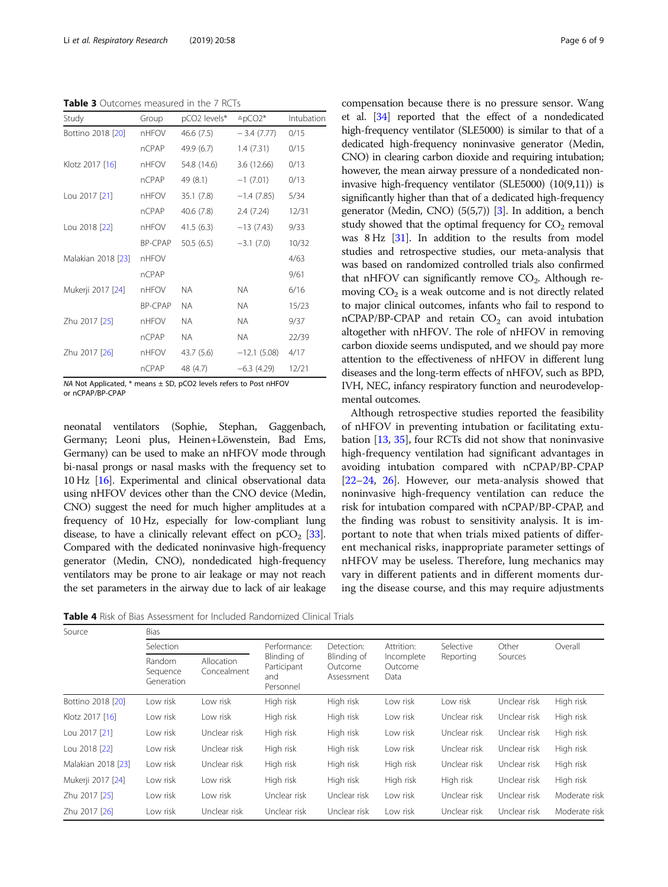**Table 3** Outcomes measured in the 7 RCTs

| Study | Group | pCO2 levels* | ᐞpCO2* | Intubation |
|---|---|---|---|---|
| Bottino 2018 [20] | nHFOV | 46.6 (7.5) | − 3.4 (7.77) | 0/15 |
| | nCPAP | 49.9 (6.7) | 1.4 (7.31) | 0/15 |
| Klotz 2017 [16] | nHFOV | 54.8 (14.6) | 3.6 (12.66) | 0/13 |
| | nCPAP | 49 (8.1) | −1 (7.01) | 0/13 |
| Lou 2017 [21] | nHFOV | 35.1 (7.8) | −1.4 (7.85) | 5/34 |
| | nCPAP | 40.6 (7.8) | 2.4 (7.24) | 12/31 |
| Lou 2018 [22] | nHFOV | 41.5 (6.3) | −13 (7.43) | 9/33 |
| | BP-CPAP | 50.5 (6.5) | −3.1 (7.0) | 10/32 |
| Malakian 2018 [23] | nHFOV | | | 4/63 |
| | nCPAP | | | 9/61 |
| Mukerji 2017 [24] | nHFOV | NA | NA | 6/16 |
| | BP-CPAP | NA | NA | 15/23 |
| Zhu 2017 [25] | nHFOV | NA | NA | 9/37 |
| | nCPAP | NA | NA | 22/39 |
| Zhu 2017 [26] | nHFOV | 43.7 (5.6) | −12.1 (5.08) | 4/17 |
| | nCPAP | 48 (4.7) | −6.3 (4.29) | 12/21 |

*NA* Not Applicated, * means ± SD, pCO2 levels refers to Post nHFOV or nCPAP/BP-CPAP

neonatal ventilators (Sophie, Stephan, Gaggenbach, Germany; Leoni plus, Heinen+Löwenstein, Bad Ems, Germany) can be used to make an nHFOV mode through bi-nasal prongs or nasal masks with the frequency set to 10 Hz [16]. Experimental and clinical observational data using nHFOV devices other than the CNO device (Medin, CNO) suggest the need for much higher amplitudes at a frequency of 10 Hz, especially for low-compliant lung disease, to have a clinically relevant effect on $pCO_2$ [33]. Compared with the dedicated noninvasive high-frequency generator (Medin, CNO), nondedicated high-frequency ventilators may be prone to air leakage or may not reach the set parameters in the airway due to lack of air leakage compensation because there is no pressure sensor. Wang et al. [34] reported that the effect of a nondedicated high-frequency ventilator (SLE5000) is similar to that of a dedicated high-frequency noninvasive generator (Medin, CNO) in clearing carbon dioxide and requiring intubation; however, the mean airway pressure of a nondedicated noninvasive high-frequency ventilator (SLE5000) (10(9,11)) is significantly higher than that of a dedicated high-frequency generator (Medin, CNO) (5(5,7)) [3]. In addition, a bench study showed that the optimal frequency for $CO_2$ removal was 8 Hz [31]. In addition to the results from model studies and retrospective studies, our meta-analysis that was based on randomized controlled trials also confirmed that nHFOV can significantly remove $CO_2$. Although removing $CO_2$ is a weak outcome and is not directly related to major clinical outcomes, infants who fail to respond to nCPAP/BP-CPAP and retain $CO_2$ can avoid intubation altogether with nHFOV. The role of nHFOV in removing carbon dioxide seems undisputed, and we should pay more attention to the effectiveness of nHFOV in different lung diseases and the long-term effects of nHFOV, such as BPD, IVH, NEC, infancy respiratory function and neurodevelopmental outcomes.

Although retrospective studies reported the feasibility of nHFOV in preventing intubation or facilitating extubation [13, 35], four RCTs did not show that noninvasive high-frequency ventilation had significant advantages in avoiding intubation compared with nCPAP/BP-CPAP [22–24, 26]. However, our meta-analysis showed that noninvasive high-frequency ventilation can reduce the risk for intubation compared with nCPAP/BP-CPAP, and the finding was robust to sensitivity analysis. It is important to note that when trials mixed patients of different mechanical risks, inappropriate parameter settings of nHFOV may be useless. Therefore, lung mechanics may vary in different patients and in different moments during the disease course, and this may require adjustments

**Table 4** Risk of Bias Assessment for Included Randomized Clinical Trials

| Source | Bias | | | | | | | |
|---|---|---|---|---|---|---|---|---|
| | Selection | | Performance: Blinding of Participant and Personnel | Detection: Blinding of Outcome Assessment | Attrition: Incomplete Outcome Data | Selective Reporting | Other Sources | Overall |
| | Random Sequence Generation | Allocation Concealment | | | | | | |
| Bottino 2018 [20] | Low risk | Low risk | High risk | High risk | Low risk | Low risk | Unclear risk | High risk |
| Klotz 2017 [16] | Low risk | Low risk | High risk | High risk | Low risk | Unclear risk | Unclear risk | High risk |
| Lou 2017 [21] | Low risk | Unclear risk | High risk | High risk | Low risk | Unclear risk | Unclear risk | High risk |
| Lou 2018 [22] | Low risk | Unclear risk | High risk | High risk | Low risk | Unclear risk | Unclear risk | High risk |
| Malakian 2018 [23] | Low risk | Unclear risk | High risk | High risk | High risk | Unclear risk | Unclear risk | High risk |
| Mukerji 2017 [24] | Low risk | Low risk | High risk | High risk | High risk | High risk | Unclear risk | High risk |
| Zhu 2017 [25] | Low risk | Low risk | Unclear risk | Unclear risk | Low risk | Unclear risk | Unclear risk | Moderate risk |
| Zhu 2017 [26] | Low risk | Unclear risk | Unclear risk | Unclear risk | Low risk | Unclear risk | Unclear risk | Moderate risk |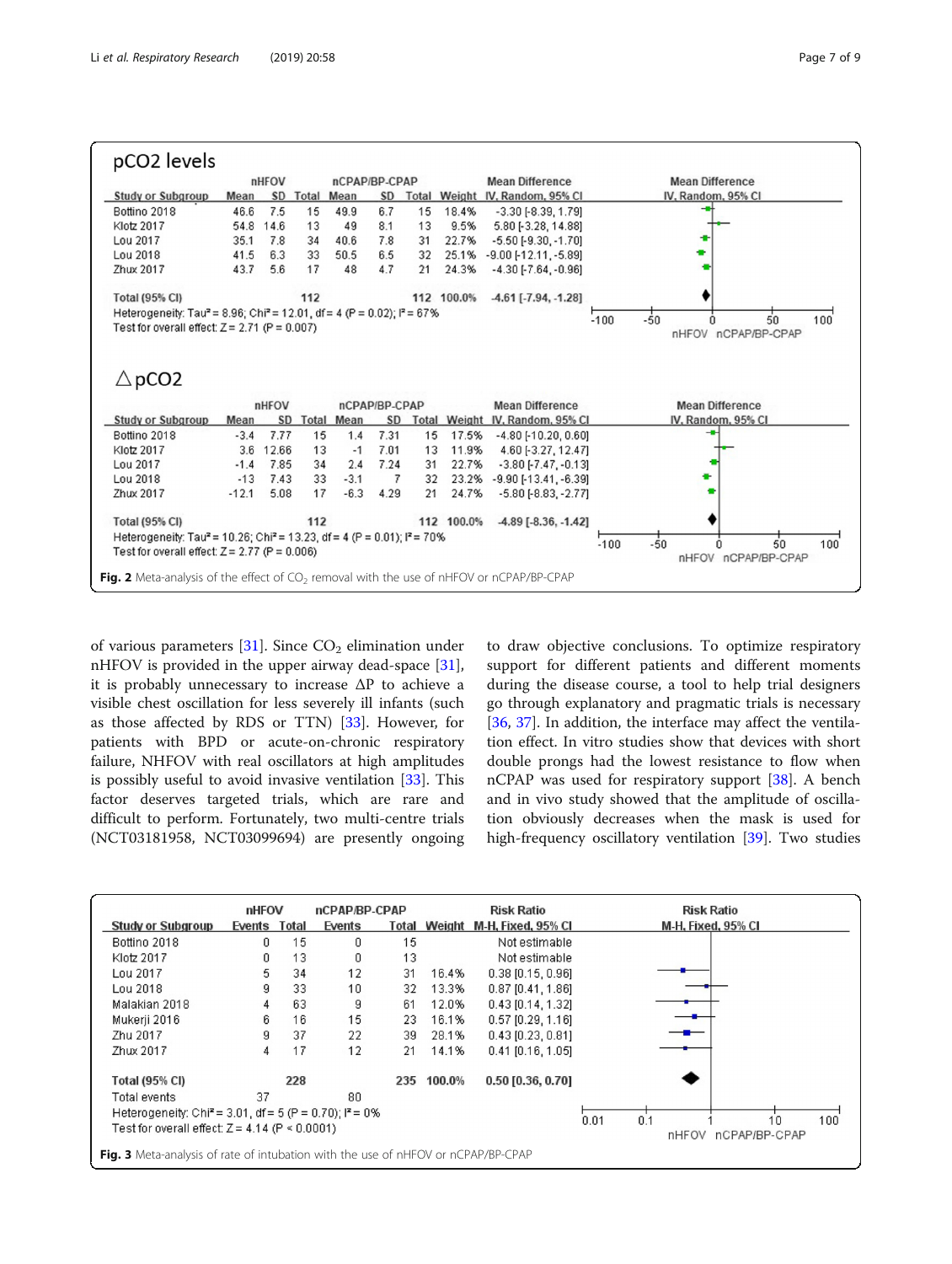**pCO2 levels**

| Study or Subgroup | nHFOV Mean | nHFOV SD | nHFOV Total | nCPAP/BP-CPAP Mean | nCPAP/BP-CPAP SD | nCPAP/BP-CPAP Total | Weight | Mean Difference IV, Random, 95% CI |
|---|---|---|---|---|---|---|---|---|
| Bottino 2018 | 46.6 | 7.5 | 15 | 49.9 | 6.7 | 15 | 18.4% | -3.30 [-8.39, 1.79] |
| Klotz 2017 | 54.8 | 14.6 | 13 | 49 | 8.1 | 13 | 9.5% | 5.80 [-3.28, 14.88] |
| Lou 2017 | 35.1 | 7.8 | 34 | 40.6 | 7.8 | 31 | 22.7% | -5.50 [-9.30, -1.70] |
| Lou 2018 | 41.5 | 6.3 | 33 | 50.5 | 6.5 | 32 | 25.1% | -9.00 [-12.11, -5.89] |
| Zhux 2017 | 43.7 | 5.6 | 17 | 48 | 4.7 | 21 | 24.3% | -4.30 [-7.64, -0.96] |
| **Total (95% CI)** | | | 112 | | | 112 | 100.0% | -4.61 [-7.94, -1.28] |

Heterogeneity: Tau² = 8.96; Chi² = 12.01, df = 4 (P = 0.02); I² = 67%
Test for overall effect: Z = 2.71 (P = 0.007)

**△pCO2**

| Study or Subgroup | nHFOV Mean | nHFOV SD | nHFOV Total | nCPAP/BP-CPAP Mean | nCPAP/BP-CPAP SD | nCPAP/BP-CPAP Total | Weight | Mean Difference IV, Random, 95% CI |
|---|---|---|---|---|---|---|---|---|
| Bottino 2018 | -3.4 | 7.77 | 15 | 1.4 | 7.31 | 15 | 17.5% | -4.80 [-10.20, 0.60] |
| Klotz 2017 | 3.6 | 12.66 | 13 | -1 | 7.01 | 13 | 11.9% | 4.60 [-3.27, 12.47] |
| Lou 2017 | -1.4 | 7.85 | 34 | 2.4 | 7.24 | 31 | 22.7% | -3.80 [-7.47, -0.13] |
| Lou 2018 | -13 | 7.43 | 33 | -3.1 | 7 | 32 | 23.2% | -9.90 [-13.41, -6.39] |
| Zhux 2017 | -12.1 | 5.08 | 17 | -6.3 | 4.29 | 21 | 24.7% | -5.80 [-8.83, -2.77] |
| **Total (95% CI)** | | | 112 | | | 112 | 100.0% | -4.89 [-8.36, -1.42] |

Heterogeneity: Tau² = 10.26; Chi² = 13.23, df = 4 (P = 0.01); I² = 70%
Test for overall effect: Z = 2.77 (P = 0.006)

**Fig. 2** Meta-analysis of the effect of $CO_2$ removal with the use of nHFOV or nCPAP/BP-CPAP

of various parameters [31]. Since $CO_2$ elimination under nHFOV is provided in the upper airway dead-space [31], it is probably unnecessary to increase ΔP to achieve a visible chest oscillation for less severely ill infants (such as those affected by RDS or TTN) [33]. However, for patients with BPD or acute-on-chronic respiratory failure, NHFOV with real oscillators at high amplitudes is possibly useful to avoid invasive ventilation [33]. This factor deserves targeted trials, which are rare and difficult to perform. Fortunately, two multi-centre trials (NCT03181958, NCT03099694) are presently ongoing to draw objective conclusions. To optimize respiratory support for different patients and different moments during the disease course, a tool to help trial designers go through explanatory and pragmatic trials is necessary [36, 37]. In addition, the interface may affect the ventilation effect. In vitro studies show that devices with short double prongs had the lowest resistance to flow when nCPAP was used for respiratory support [38]. A bench and in vivo study showed that the amplitude of oscillation obviously decreases when the mask is used for high-frequency oscillatory ventilation [39]. Two studies

| Study or Subgroup | nHFOV Events | nHFOV Total | nCPAP/BP-CPAP Events | nCPAP/BP-CPAP Total | Weight | Risk Ratio M-H, Fixed, 95% CI |
|---|---|---|---|---|---|---|
| Bottino 2018 | 0 | 15 | 0 | 15 | | Not estimable |
| Klotz 2017 | 0 | 13 | 0 | 13 | | Not estimable |
| Lou 2017 | 5 | 34 | 12 | 31 | 16.4% | 0.38 [0.15, 0.96] |
| Lou 2018 | 9 | 33 | 10 | 32 | 13.3% | 0.87 [0.41, 1.86] |
| Malakian 2018 | 4 | 63 | 9 | 61 | 12.0% | 0.43 [0.14, 1.32] |
| Mukerji 2016 | 6 | 16 | 15 | 23 | 16.1% | 0.57 [0.29, 1.16] |
| Zhu 2017 | 9 | 37 | 22 | 39 | 28.1% | 0.43 [0.23, 0.81] |
| Zhux 2017 | 4 | 17 | 12 | 21 | 14.1% | 0.41 [0.16, 1.05] |
| **Total (95% CI)** | | 228 | | 235 | 100.0% | 0.50 [0.36, 0.70] |
| Total events | 37 | | 80 | | | |

Heterogeneity: Chi² = 3.01, df = 5 (P = 0.70); I² = 0%
Test for overall effect: Z = 4.14 (P < 0.0001)

**Fig. 3** Meta-analysis of rate of intubation with the use of nHFOV or nCPAP/BP-CPAP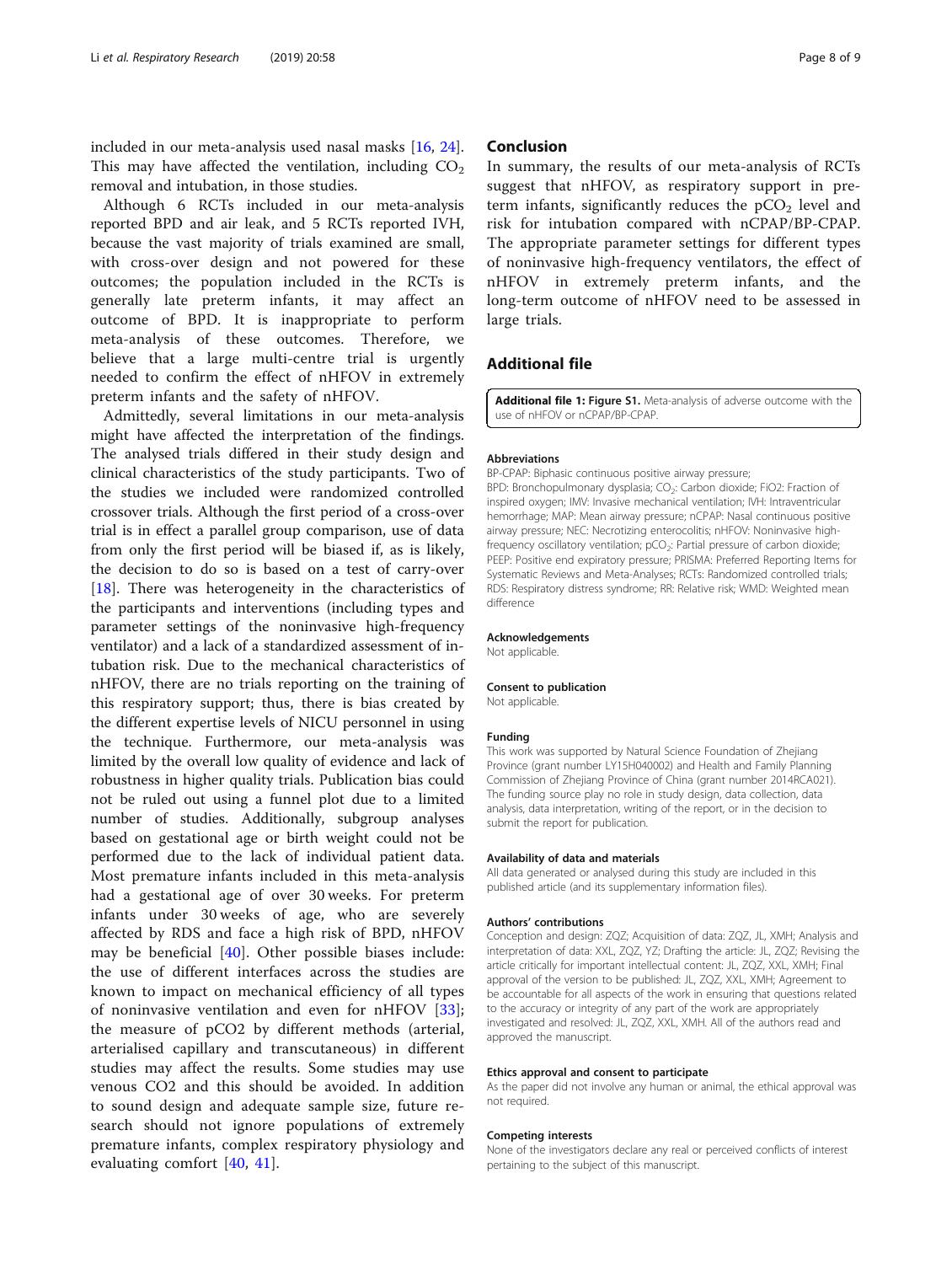included in our meta-analysis used nasal masks [16, 24]. This may have affected the ventilation, including $CO_2$ removal and intubation, in those studies.

Although 6 RCTs included in our meta-analysis reported BPD and air leak, and 5 RCTs reported IVH, because the vast majority of trials examined are small, with cross-over design and not powered for these outcomes; the population included in the RCTs is generally late preterm infants, it may affect an outcome of BPD. It is inappropriate to perform meta-analysis of these outcomes. Therefore, we believe that a large multi-centre trial is urgently needed to confirm the effect of nHFOV in extremely preterm infants and the safety of nHFOV.

Admittedly, several limitations in our meta-analysis might have affected the interpretation of the findings. The analysed trials differed in their study design and clinical characteristics of the study participants. Two of the studies we included were randomized controlled crossover trials. Although the first period of a cross-over trial is in effect a parallel group comparison, use of data from only the first period will be biased if, as is likely, the decision to do so is based on a test of carry-over [18]. There was heterogeneity in the characteristics of the participants and interventions (including types and parameter settings of the noninvasive high-frequency ventilator) and a lack of a standardized assessment of intubation risk. Due to the mechanical characteristics of nHFOV, there are no trials reporting on the training of this respiratory support; thus, there is bias created by the different expertise levels of NICU personnel in using the technique. Furthermore, our meta-analysis was limited by the overall low quality of evidence and lack of robustness in higher quality trials. Publication bias could not be ruled out using a funnel plot due to a limited number of studies. Additionally, subgroup analyses based on gestational age or birth weight could not be performed due to the lack of individual patient data. Most premature infants included in this meta-analysis had a gestational age of over 30 weeks. For preterm infants under 30 weeks of age, who are severely affected by RDS and face a high risk of BPD, nHFOV may be beneficial [40]. Other possible biases include: the use of different interfaces across the studies are known to impact on mechanical efficiency of all types of noninvasive ventilation and even for nHFOV [33]; the measure of pCO2 by different methods (arterial, arterialised capillary and transcutaneous) in different studies may affect the results. Some studies may use venous CO2 and this should be avoided. In addition to sound design and adequate sample size, future research should not ignore populations of extremely premature infants, complex respiratory physiology and evaluating comfort [40, 41].

## Conclusion

In summary, the results of our meta-analysis of RCTs suggest that nHFOV, as respiratory support in preterm infants, significantly reduces the $pCO_2$ level and risk for intubation compared with nCPAP/BP-CPAP. The appropriate parameter settings for different types of noninvasive high-frequency ventilators, the effect of nHFOV in extremely preterm infants, and the long-term outcome of nHFOV need to be assessed in large trials.

## Additional file

**Additional file 1: Figure S1.** Meta-analysis of adverse outcome with the use of nHFOV or nCPAP/BP-CPAP.

#### Abbreviations

BP-CPAP: Biphasic continuous positive airway pressure; BPD: Bronchopulmonary dysplasia; $CO_2$: Carbon dioxide; FiO2: Fraction of inspired oxygen; IMV: Invasive mechanical ventilation; IVH: Intraventricular hemorrhage; MAP: Mean airway pressure; nCPAP: Nasal continuous positive airway pressure; NEC: Necrotizing enterocolitis; nHFOV: Noninvasive high-frequency oscillatory ventilation; $pCO_2$: Partial pressure of carbon dioxide; PEEP: Positive end expiratory pressure; PRISMA: Preferred Reporting Items for Systematic Reviews and Meta-Analyses; RCTs: Randomized controlled trials; RDS: Respiratory distress syndrome; RR: Relative risk; WMD: Weighted mean difference

#### Acknowledgements

Not applicable.

#### Consent to publication

Not applicable.

#### Funding

This work was supported by Natural Science Foundation of Zhejiang Province (grant number LY15H040002) and Health and Family Planning Commission of Zhejiang Province of China (grant number 2014RCA021). The funding source play no role in study design, data collection, data analysis, data interpretation, writing of the report, or in the decision to submit the report for publication.

#### Availability of data and materials

All data generated or analysed during this study are included in this published article (and its supplementary information files).

#### Authors' contributions

Conception and design: ZQZ; Acquisition of data: ZQZ, JL, XMH; Analysis and interpretation of data: XXL, ZQZ, YZ; Drafting the article: JL, ZQZ; Revising the article critically for important intellectual content: JL, ZQZ, XXL, XMH; Final approval of the version to be published: JL, ZQZ, XXL, XMH; Agreement to be accountable for all aspects of the work in ensuring that questions related to the accuracy or integrity of any part of the work are appropriately investigated and resolved: JL, ZQZ, XXL, XMH. All of the authors read and approved the manuscript.

#### Ethics approval and consent to participate

As the paper did not involve any human or animal, the ethical approval was not required.

#### Competing interests

None of the investigators declare any real or perceived conflicts of interest pertaining to the subject of this manuscript.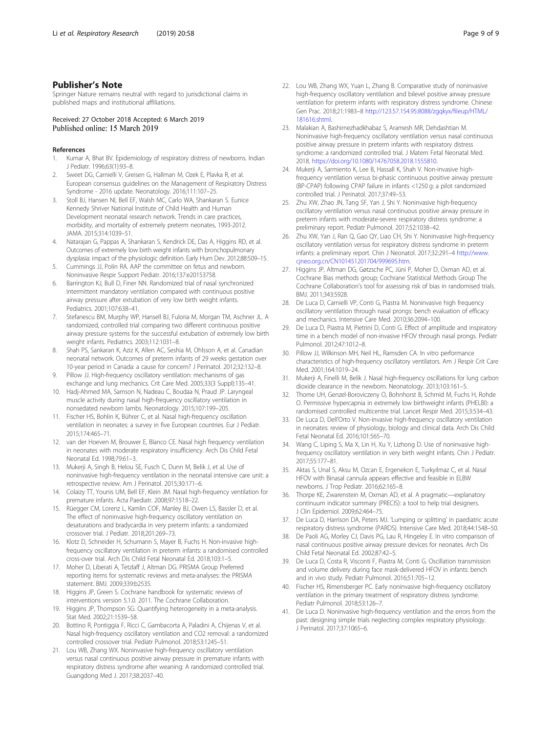## Publisher's Note

Springer Nature remains neutral with regard to jurisdictional claims in published maps and institutional affiliations.

Received: 27 October 2018 Accepted: 6 March 2019
Published online: 15 March 2019

## References

1. Kumar A, Bhat BV. Epidemiology of respiratory distress of newborns. Indian J Pediatr. 1996;63(1):93–8.
2. Sweet DG, Carnielli V, Greisen G, Hallman M, Ozek E, Plavka R, et al. European consensus guidelines on the Management of Respiratory Distress Syndrome - 2016 update. Neonatology. 2016;111:107–25.
3. Stoll BJ, Hansen NI, Bell EF, Walsh MC, Carlo WA, Shankaran S. Eunice Kennedy Shriver National Institute of Child Health and Human Development neonatal research network. Trends in care practices, morbidity, and mortality of extremely preterm neonates, 1993-2012. JAMA. 2015;314:1039–51.
4. Natarajan G, Pappas A, Shankaran S, Kendrick DE, Das A, Higgins RD, et al. Outcomes of extremely low birth weight infants with bronchopulmonary dysplasia: impact of the physiologic definition. Early Hum Dev. 2012;88:509–15.
5. Cummings JJ, Polin RA. AAP the committee on fetus and newborn. Noninvasive Respir Support Pediatr. 2016;137:e20153758.
6. Barrington KJ, Bull D, Finer NN. Randomized trial of nasal synchronized intermittent mandatory ventilation compared with continuous positive airway pressure after extubation of very low birth weight infants. Pediatrics. 2001;107:638–41.
7. Stefanescu BM, Murphy WP, Hansell BJ, Fuloria M, Morgan TM, Aschner JL. A randomized, controlled trial comparing two different continuous positive airway pressure systems for the successful extubation of extremely low birth weight infants. Pediatrics. 2003;112:1031–8.
8. Shah PS, Sankaran K, Aziz K, Allen AC, Seshia M, Ohlsson A, et al. Canadian neonatal network. Outcomes of preterm infants of 29 weeks gestation over 10-year period in Canada: a cause for concern? J Perinatol. 2012;32:132–8.
9. Pillow JJ. High-frequency oscillatory ventilation: mechanisms of gas exchange and lung mechanics. Crit Care Med. 2005;33(3 Suppl):135–41.
10. Hadj-Ahmed MA, Samson N, Nadeau C, Boudaa N, Praud JP. Laryngeal muscle activity during nasal high-frequency oscillatory ventilation in nonsedated newborn lambs. Neonatology. 2015;107:199–205.
11. Fischer HS, Bohlin K, Bührer C, et al. Nasal high-frequency oscillation ventilation in neonates: a survey in five European countries. Eur J Pediatr. 2015;174:465–71.
12. van der Hoeven M, Brouwer E, Blanco CE. Nasal high frequency ventilation in neonates with moderate respiratory insufficiency. Arch Dis Child Fetal Neonatal Ed. 1998;79:61–3.
13. Mukerji A, Singh B, Helou SE, Fusch C, Dunn M, Belik J, et al. Use of noninvasive high-frequency ventilation in the neonatal intensive care unit: a retrospective review. Am J Perinatol. 2015;30:171–6.
14. Colaizy TT, Younis UM, Bell EF, Klein JM. Nasal high-frequency ventilation for premature infants. Acta Paediatr. 2008;97:1518–22.
15. Rüegger CM, Lorenz L, Kamlin COF, Manley BJ, Owen LS, Bassler D, et al. The effect of noninvasive high-frequency oscillatory ventilation on desaturations and bradycardia in very preterm infants: a randomized crossover trial. J Pediatr. 2018;201:269–73.
16. Klotz D, Schneider H, Schumann S, Mayer B, Fuchs H. Non-invasive high-frequency oscillatory ventilation in preterm infants: a randomised controlled cross-over trial. Arch Dis Child Fetal Neonatal Ed. 2018;103:1–5.
17. Moher D, Liberati A, Tetzlaff J, Altman DG. PRISMA Group Preferred reporting items for systematic reviews and meta-analyses: the PRISMA statement. BMJ. 2009;339:b2535.
18. Higgins JP, Green S. Cochrane handbook for systematic reviews of interventions version 5.1.0. 2011. The Cochrane Collaboration.
19. Higgins JP, Thompson SG. Quantifying heterogeneity in a meta-analysis. Stat Med. 2002;21:1539–58.
20. Bottino R, Pontiggia F, Ricci C, Gambacorta A, Paladini A, Chijenas V, et al. Nasal high-frequency oscillatory ventilation and CO2 removal: a randomized controlled crossover trial. Pediatr Pulmonol. 2018;53:1245–51.
21. Lou WB, Zhang WX. Noninvasive high-frequency oscillatory ventilation versus nasal continuous positive airway pressure in premature infants with respiratory distress syndrome after weaning: A randomized controlled trial. Guangdong Med J. 2017;38:2037–40.
22. Lou WB, Zhang WX, Yuan L, Zhang B. Comparative study of noninvasive high-frequency oscillatory ventilation and bilevel positive airway pressure ventilation for preterm infants with respiratory distress syndrome. Chinese Gen Prac. 2018;21:1983–8 http://123.57.154.95:8088/zgqkyx/fileup/HTML/181616.shtml.
23. Malakian A, Bashirnezhadkhabaz S, Aramesh MR, Dehdashtian M. Noninvasive high-frequency oscillatory ventilation versus nasal continuous positive airway pressure in preterm infants with respiratory distress syndrome: a randomized controlled trial. J Matern Fetal Neonatal Med. 2018. https://doi.org/10.1080/14767058.2018.1555810.
24. Mukerji A, Sarmiento K, Lee B, Hassall K, Shah V. Non-invasive high-frequency ventilation versus bi-phasic continuous positive airway pressure (BP-CPAP) following CPAP failure in infants <1250 g: a pilot randomized controlled trial. J Perinatol. 2017;37:49–53.
25. Zhu XW, Zhao JN, Tang SF, Yan J, Shi Y. Noninvasive high-frequency oscillatory ventilation versus nasal continuous positive airway pressure in preterm infants with moderate-severe respiratory distress syndrome: a preliminary report. Pediatr Pulmonol. 2017;52:1038–42.
26. Zhu XW, Yan J, Ran Q, Gao QY, Liao CH, Shi Y. Noninvasive high-frequency oscillatory ventilation versus for respiratory distress syndrome in preterm infants: a preliminary report. Chin J Neonatol. 2017;32:291–4 http://www.cjneo.org.cn/CN101451201704/999695.htm.
27. Higgins JP, Altman DG, Gøtzsche PC, Jüni P, Moher D, Oxman AD, et al. Cochrane Bias methods group; Cochrane Statistical Methods Group The Cochrane Collaboration's tool for assessing risk of bias in randomised trials. BMJ. 2011;343:5928.
28. De Luca D, Carnielli VP, Conti G, Piastra M. Noninvasive high frequency oscillatory ventilation through nasal prongs: bench evaluation of efficacy and mechanics. Intensive Care Med. 2010;36:2094–100.
29. De Luca D, Piastra M, Pietrini D, Conti G. Effect of amplitude and inspiratory time in a bench model of non-invasive HFOV through nasal prongs. Pediatr Pulmonol. 2012;47:1012–8.
30. Pillow JJ, Wilkinson MH, Neil HL, Ramsden CA. In vitro performance characteristics of high-frequency oscillatory ventilators. Am J Respir Crit Care Med. 2001;164:1019–24.
31. Mukerji A, Finelli M, Belik J. Nasal high-frequency oscillations for lung carbon dioxide clearance in the newborn. Neonatology. 2013;103:161–5.
32. Thome UH, Genzel-Boroviczeny O, Bohnhorst B, Schmid M, Fuchs H, Rohde O. Permissive hypercapnia in extremely low birthweight infants (PHELBI): a randomised controlled multicentre trial. Lancet Respir Med. 2015;3:534–43.
33. De Luca D, Dell'Orto V. Non-invasive high-frequency oscillatory ventilation in neonates: review of physiology, biology and clinical data. Arch Dis Child Fetal Neonatal Ed. 2016;101:565–70.
34. Wang C, Liping S, Ma X, Lin H, Xu Y, Lizhong D. Use of noninvasive high-frequency oscillatory ventilation in very birth weight infants. Chin J Pediatr. 2017;55:177–81.
35. Aktas S, Unal S, Aksu M, Ozcan E, Ergenekon E, Turkyilmaz C, et al. Nasal HFOV with Binasal cannula appears effective and feasible in ELBW newborns. J Trop Pediatr. 2016;62:165–8.
36. Thorpe KE, Zwarenstein M, Oxman AD, et al. A pragmatic—explanatory continuum indicator summary (PRECIS): a tool to help trial designers. J Clin Epidemiol. 2009;62:464–75.
37. De Luca D, Harrison DA, Peters MJ. 'Lumping or splitting' in paediatric acute respiratory distress syndrome (PARDS). Intensive Care Med. 2018;44:1548–50.
38. De Paoli AG, Morley CJ, Davis PG, Lau R, Hingeley E. In vitro comparison of nasal continuous positive airway pressure devices for neonates. Arch Dis Child Fetal Neonatal Ed. 2002;87:42–5.
39. De Luca D, Costa R, Visconti F, Piastra M, Conti G. Oscillation transmission and volume delivery during face mask-delivered HFOV in infants: bench and in vivo study. Pediatr Pulmonol. 2016;51:705–12.
40. Fischer HS, Rimensberger PC. Early noninvasive high-frequency oscillatory ventilation in the primary treatment of respiratory distress syndrome. Pediatr Pulmonol. 2018;53:126–7.
41. De Luca D. Noninvasive high-frequency ventilation and the errors from the past: designing simple trials neglecting complex respiratory physiology. J Perinatol. 2017;37:1065–6.